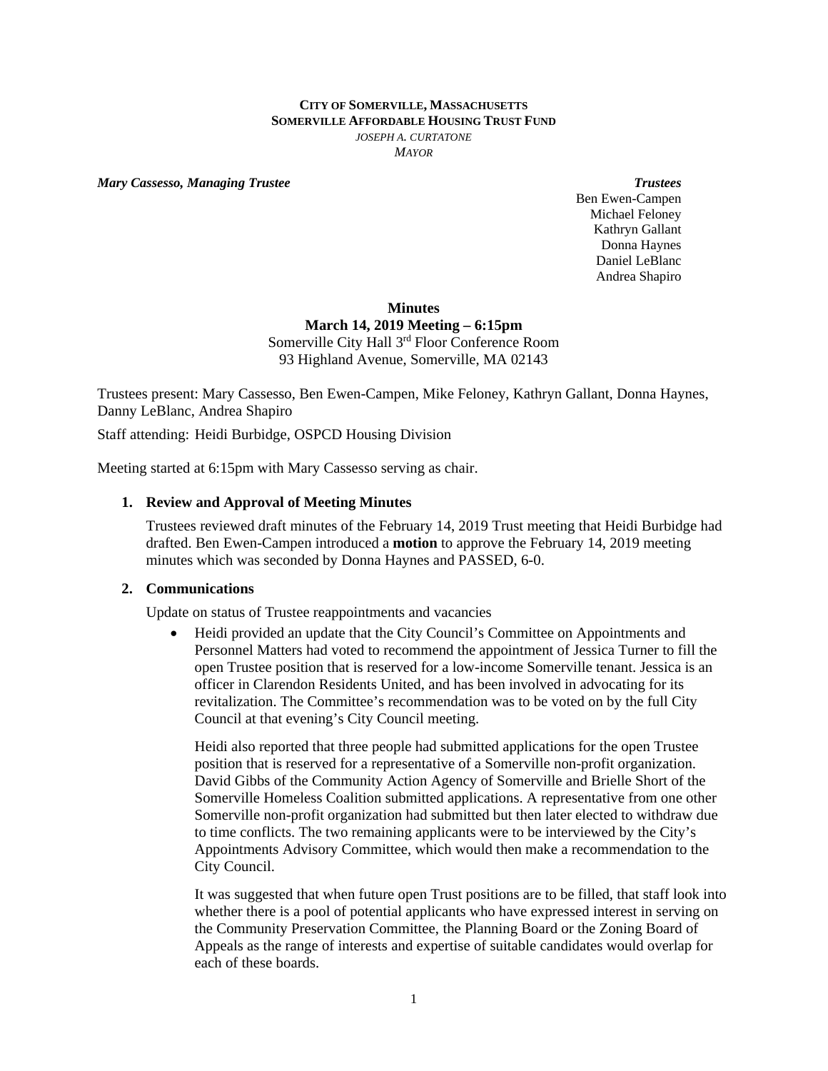**CITY OF SOMERVILLE, MASSACHUSETTS**
**SOMERVILLE AFFORDABLE HOUSING TRUST FUND**
*JOSEPH A. CURTATONE*
*MAYOR*

***Mary Cassesso, Managing Trustee***

***Trustees***
Ben Ewen-Campen
Michael Feloney
Kathryn Gallant
Donna Haynes
Daniel LeBlanc
Andrea Shapiro

**Minutes**
**March 14, 2019 Meeting – 6:15pm**
Somerville City Hall 3rd Floor Conference Room
93 Highland Avenue, Somerville, MA 02143

Trustees present: Mary Cassesso, Ben Ewen-Campen, Mike Feloney, Kathryn Gallant, Donna Haynes, Danny LeBlanc, Andrea Shapiro

Staff attending: Heidi Burbidge, OSPCD Housing Division

Meeting started at 6:15pm with Mary Cassesso serving as chair.

1. **Review and Approval of Meeting Minutes**

   Trustees reviewed draft minutes of the February 14, 2019 Trust meeting that Heidi Burbidge had drafted. Ben Ewen-Campen introduced a **motion** to approve the February 14, 2019 meeting minutes which was seconded by Donna Haynes and PASSED, 6-0.

2. **Communications**

   Update on status of Trustee reappointments and vacancies

   - Heidi provided an update that the City Council's Committee on Appointments and Personnel Matters had voted to recommend the appointment of Jessica Turner to fill the open Trustee position that is reserved for a low-income Somerville tenant. Jessica is an officer in Clarendon Residents United, and has been involved in advocating for its revitalization. The Committee's recommendation was to be voted on by the full City Council at that evening's City Council meeting.

     Heidi also reported that three people had submitted applications for the open Trustee position that is reserved for a representative of a Somerville non-profit organization. David Gibbs of the Community Action Agency of Somerville and Brielle Short of the Somerville Homeless Coalition submitted applications. A representative from one other Somerville non-profit organization had submitted but then later elected to withdraw due to time conflicts. The two remaining applicants were to be interviewed by the City's Appointments Advisory Committee, which would then make a recommendation to the City Council.

     It was suggested that when future open Trust positions are to be filled, that staff look into whether there is a pool of potential applicants who have expressed interest in serving on the Community Preservation Committee, the Planning Board or the Zoning Board of Appeals as the range of interests and expertise of suitable candidates would overlap for each of these boards.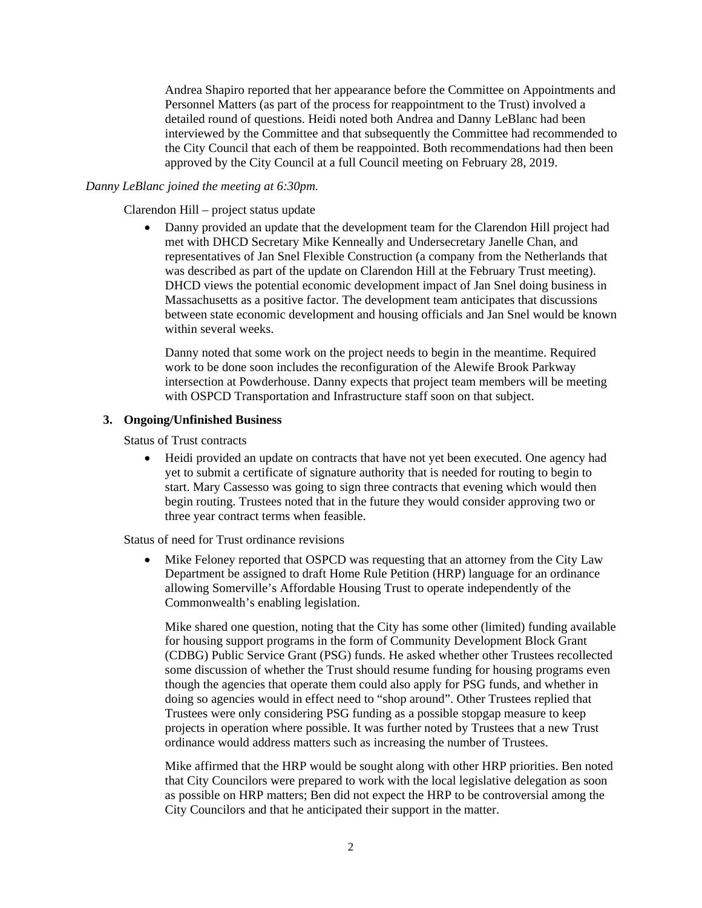Andrea Shapiro reported that her appearance before the Committee on Appointments and Personnel Matters (as part of the process for reappointment to the Trust) involved a detailed round of questions. Heidi noted both Andrea and Danny LeBlanc had been interviewed by the Committee and that subsequently the Committee had recommended to the City Council that each of them be reappointed. Both recommendations had then been approved by the City Council at a full Council meeting on February 28, 2019.

*Danny LeBlanc joined the meeting at 6:30pm.*

Clarendon Hill – project status update

- Danny provided an update that the development team for the Clarendon Hill project had met with DHCD Secretary Mike Kenneally and Undersecretary Janelle Chan, and representatives of Jan Snel Flexible Construction (a company from the Netherlands that was described as part of the update on Clarendon Hill at the February Trust meeting). DHCD views the potential economic development impact of Jan Snel doing business in Massachusetts as a positive factor. The development team anticipates that discussions between state economic development and housing officials and Jan Snel would be known within several weeks.

  Danny noted that some work on the project needs to begin in the meantime. Required work to be done soon includes the reconfiguration of the Alewife Brook Parkway intersection at Powderhouse. Danny expects that project team members will be meeting with OSPCD Transportation and Infrastructure staff soon on that subject.

**3. Ongoing/Unfinished Business**

Status of Trust contracts

- Heidi provided an update on contracts that have not yet been executed. One agency had yet to submit a certificate of signature authority that is needed for routing to begin to start. Mary Cassesso was going to sign three contracts that evening which would then begin routing. Trustees noted that in the future they would consider approving two or three year contract terms when feasible.

Status of need for Trust ordinance revisions

- Mike Feloney reported that OSPCD was requesting that an attorney from the City Law Department be assigned to draft Home Rule Petition (HRP) language for an ordinance allowing Somerville's Affordable Housing Trust to operate independently of the Commonwealth's enabling legislation.

  Mike shared one question, noting that the City has some other (limited) funding available for housing support programs in the form of Community Development Block Grant (CDBG) Public Service Grant (PSG) funds. He asked whether other Trustees recollected some discussion of whether the Trust should resume funding for housing programs even though the agencies that operate them could also apply for PSG funds, and whether in doing so agencies would in effect need to "shop around". Other Trustees replied that Trustees were only considering PSG funding as a possible stopgap measure to keep projects in operation where possible. It was further noted by Trustees that a new Trust ordinance would address matters such as increasing the number of Trustees.

  Mike affirmed that the HRP would be sought along with other HRP priorities. Ben noted that City Councilors were prepared to work with the local legislative delegation as soon as possible on HRP matters; Ben did not expect the HRP to be controversial among the City Councilors and that he anticipated their support in the matter.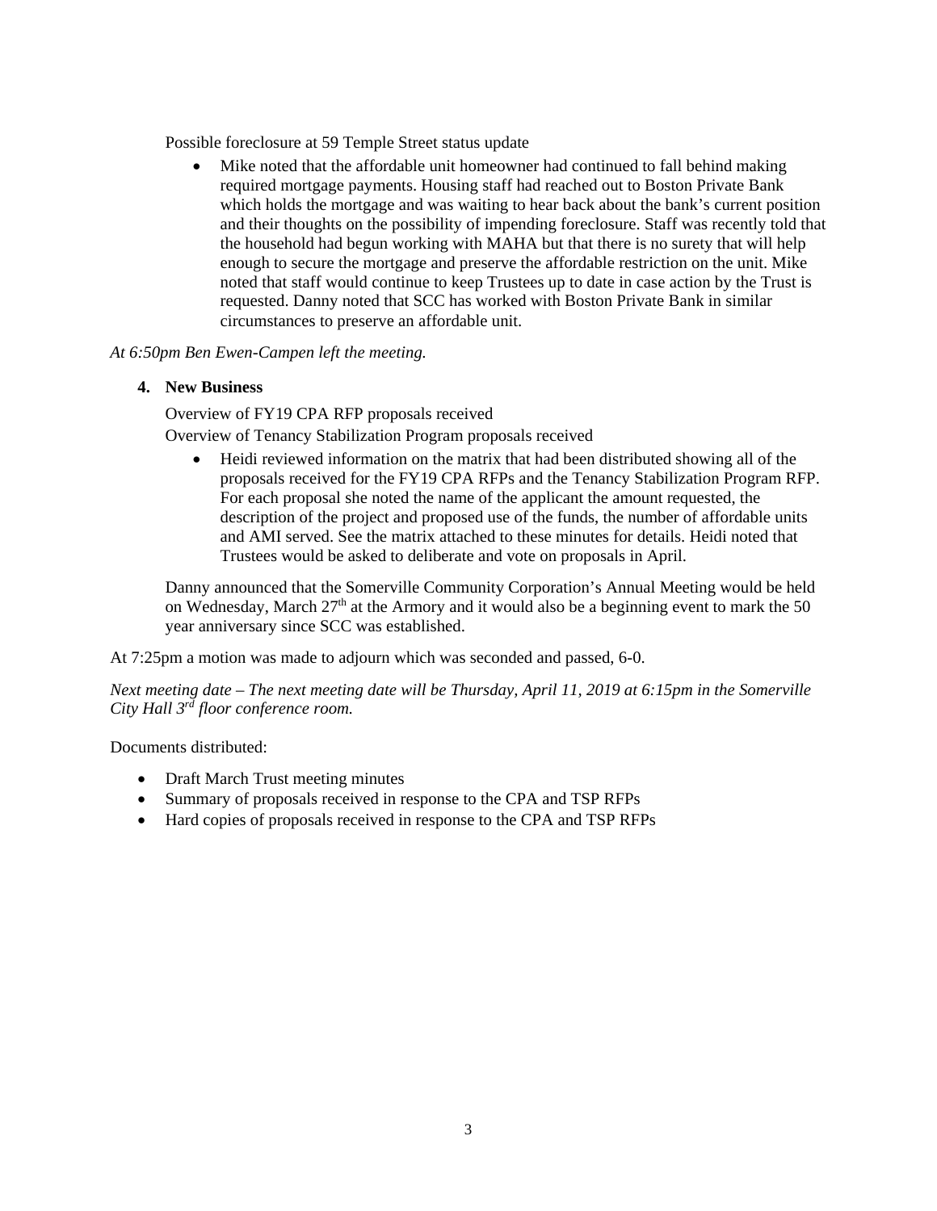Possible foreclosure at 59 Temple Street status update

- Mike noted that the affordable unit homeowner had continued to fall behind making required mortgage payments. Housing staff had reached out to Boston Private Bank which holds the mortgage and was waiting to hear back about the bank's current position and their thoughts on the possibility of impending foreclosure. Staff was recently told that the household had begun working with MAHA but that there is no surety that will help enough to secure the mortgage and preserve the affordable restriction on the unit. Mike noted that staff would continue to keep Trustees up to date in case action by the Trust is requested. Danny noted that SCC has worked with Boston Private Bank in similar circumstances to preserve an affordable unit.

*At 6:50pm Ben Ewen-Campen left the meeting.*

4. **New Business**

Overview of FY19 CPA RFP proposals received

Overview of Tenancy Stabilization Program proposals received

- Heidi reviewed information on the matrix that had been distributed showing all of the proposals received for the FY19 CPA RFPs and the Tenancy Stabilization Program RFP. For each proposal she noted the name of the applicant the amount requested, the description of the project and proposed use of the funds, the number of affordable units and AMI served. See the matrix attached to these minutes for details. Heidi noted that Trustees would be asked to deliberate and vote on proposals in April.

Danny announced that the Somerville Community Corporation's Annual Meeting would be held on Wednesday, March 27th at the Armory and it would also be a beginning event to mark the 50 year anniversary since SCC was established.

At 7:25pm a motion was made to adjourn which was seconded and passed, 6-0.

*Next meeting date – The next meeting date will be Thursday, April 11, 2019 at 6:15pm in the Somerville City Hall 3rd floor conference room.*

Documents distributed:

- Draft March Trust meeting minutes
- Summary of proposals received in response to the CPA and TSP RFPs
- Hard copies of proposals received in response to the CPA and TSP RFPs